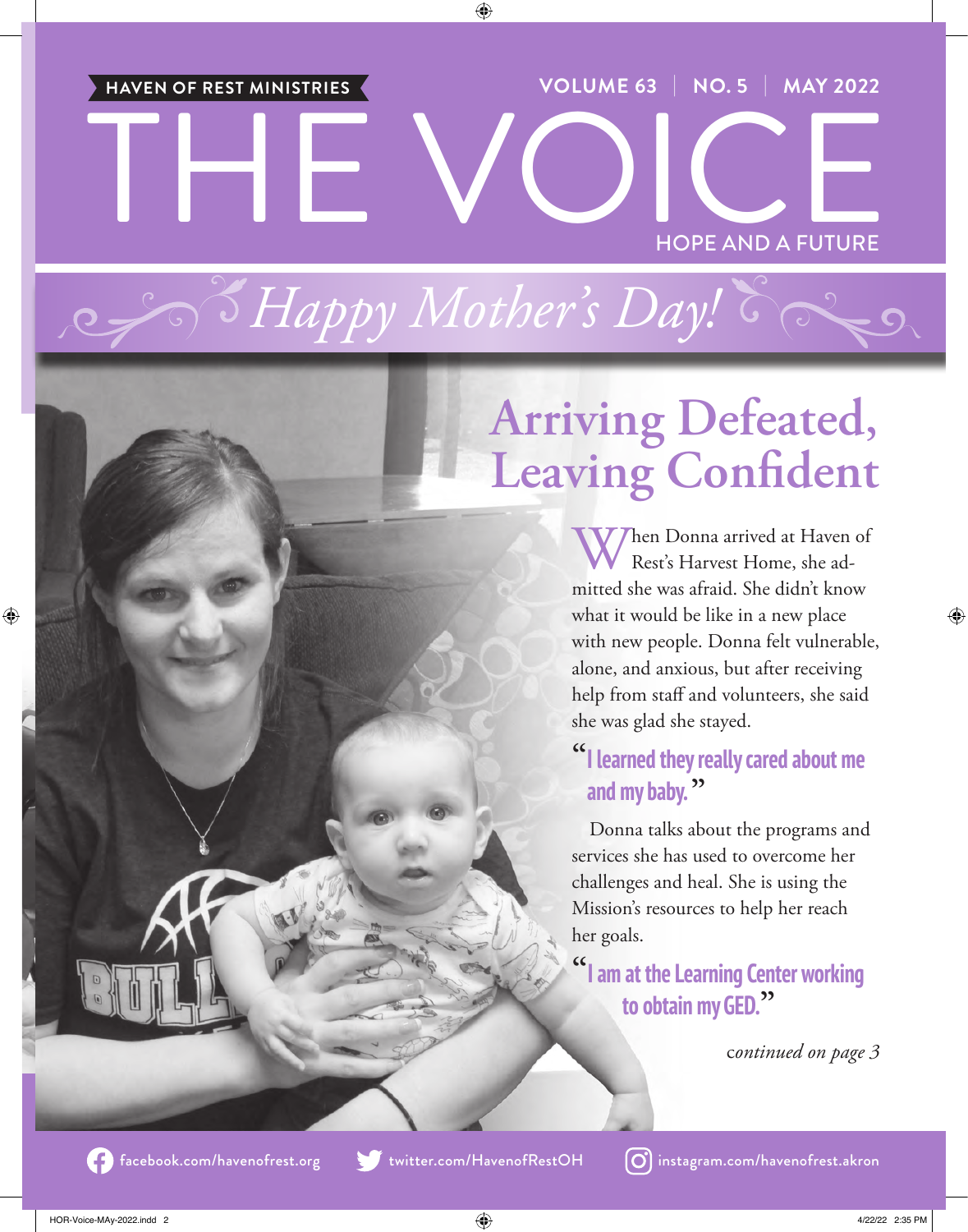HAVEN OF REST MINISTRIES

VOLUME 63 | NO. 5 | MAY 2022

# THE VOICE

HOPE AND A FUTURE

*Happy Mother's Day!*

## Arriving Defeated, Leaving Confident

When Donna arrived at Haven of Rest's Harvest Home, she admitted she was afraid. She didn't know what it would be like in a new place with new people. Donna felt vulnerable, alone, and anxious, but after receiving help from staff and volunteers, she said she was glad she stayed.

> **"I learned they really cared about me and my baby."**

Donna talks about the programs and services she has used to overcome her challenges and heal. She is using the Mission's resources to help her reach her goals.

> **"I am at the Learning Center working to obtain my GED."**

*continued on page 3*

facebook.com/havenofrest.org | twitter.com/HavenofRestOH | instagram.com/havenofrest.akron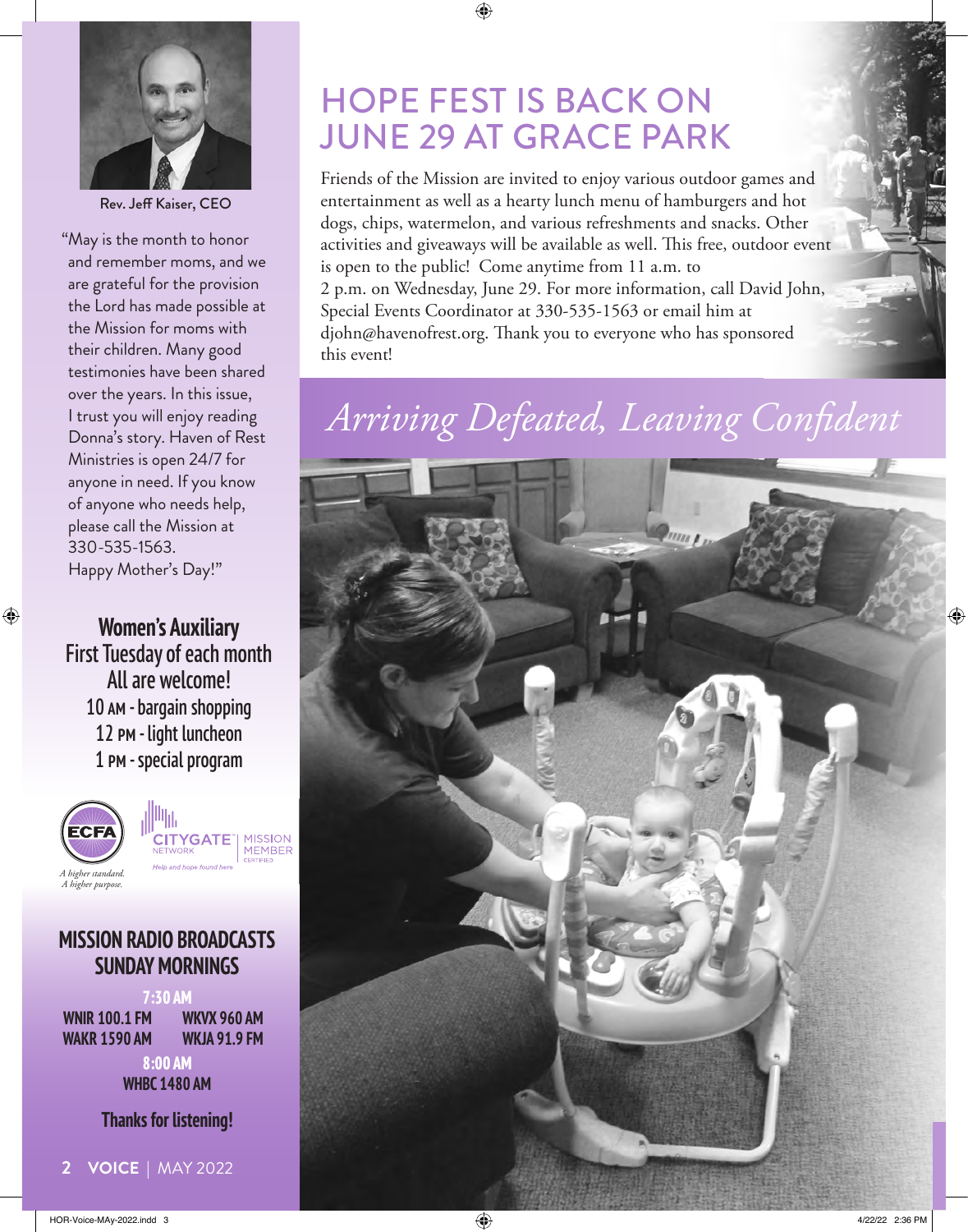Rev. Jeff Kaiser, CEO

"May is the month to honor and remember moms, and we are grateful for the provision the Lord has made possible at the Mission for moms with their children. Many good testimonies have been shared over the years. In this issue, I trust you will enjoy reading Donna's story. Haven of Rest Ministries is open 24/7 for anyone in need. If you know of anyone who needs help, please call the Mission at 330-535-1563.
Happy Mother's Day!"

**Women's Auxiliary**
**First Tuesday of each month**
**All are welcome!**
10 AM - bargain shopping
12 PM - light luncheon
1 PM - special program

ECFA — *A higher standard. A higher purpose.*

CITYGATE NETWORK — MISSION MEMBER CERTIFIED — *Help and hope found here*

## MISSION RADIO BROADCASTS SUNDAY MORNINGS

**7:30 AM**
WNIR 100.1 FM | WKVX 960 AM
WAKR 1590 AM | WKJA 91.9 FM

**8:00 AM**
WHBC 1480 AM

**Thanks for listening!**

# HOPE FEST IS BACK ON JUNE 29 AT GRACE PARK

Friends of the Mission are invited to enjoy various outdoor games and entertainment as well as a hearty lunch menu of hamburgers and hot dogs, chips, watermelon, and various refreshments and snacks. Other activities and giveaways will be available as well. This free, outdoor event is open to the public! Come anytime from 11 a.m. to 2 p.m. on Wednesday, June 29. For more information, call David John, Special Events Coordinator at 330-535-1563 or email him at djohn@havenofrest.org. Thank you to everyone who has sponsored this event!

## *Arriving Defeated, Leaving Confident*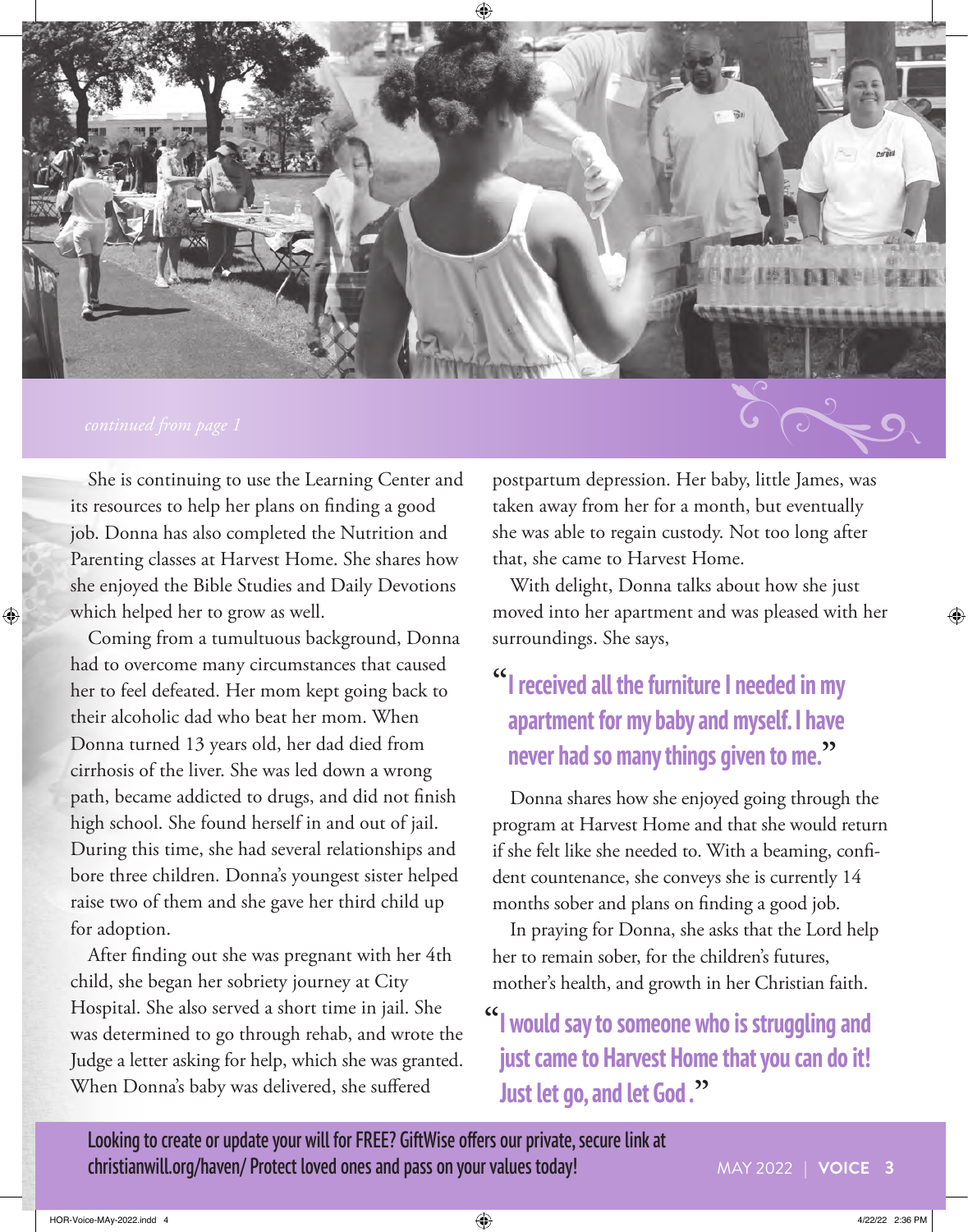*continued from page 1*

She is continuing to use the Learning Center and its resources to help her plans on finding a good job. Donna has also completed the Nutrition and Parenting classes at Harvest Home. She shares how she enjoyed the Bible Studies and Daily Devotions which helped her to grow as well.

Coming from a tumultuous background, Donna had to overcome many circumstances that caused her to feel defeated. Her mom kept going back to their alcoholic dad who beat her mom. When Donna turned 13 years old, her dad died from cirrhosis of the liver. She was led down a wrong path, became addicted to drugs, and did not finish high school. She found herself in and out of jail. During this time, she had several relationships and bore three children. Donna's youngest sister helped raise two of them and she gave her third child up for adoption.

After finding out she was pregnant with her 4th child, she began her sobriety journey at City Hospital. She also served a short time in jail. She was determined to go through rehab, and wrote the Judge a letter asking for help, which she was granted. When Donna's baby was delivered, she suffered postpartum depression. Her baby, little James, was taken away from her for a month, but eventually she was able to regain custody. Not too long after that, she came to Harvest Home.

With delight, Donna talks about how she just moved into her apartment and was pleased with her surroundings. She says,

> **"I received all the furniture I needed in my apartment for my baby and myself. I have never had so many things given to me."**

Donna shares how she enjoyed going through the program at Harvest Home and that she would return if she felt like she needed to. With a beaming, confident countenance, she conveys she is currently 14 months sober and plans on finding a good job.

In praying for Donna, she asks that the Lord help her to remain sober, for the children's futures, mother's health, and growth in her Christian faith.

> **"I would say to someone who is struggling and just came to Harvest Home that you can do it! Just let go, and let God."**

**Looking to create or update your will for FREE? GiftWise offers our private, secure link at christianwill.org/haven/ Protect loved ones and pass on your values today!**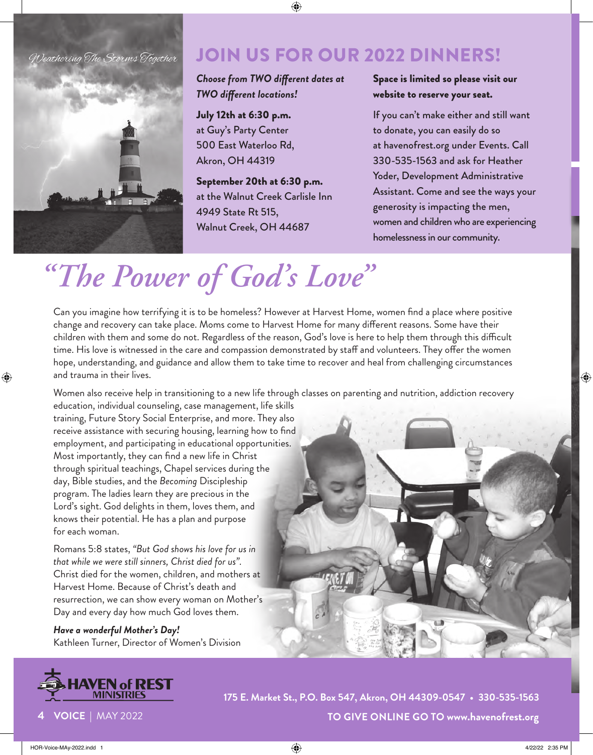Weathering The Storms Together

## JOIN US FOR OUR 2022 DINNERS!

***Choose from TWO different dates at TWO different locations!***

**July 12th at 6:30 p.m.**
at Guy's Party Center
500 East Waterloo Rd,
Akron, OH 44319

**September 20th at 6:30 p.m.**
at the Walnut Creek Carlisle Inn
4949 State Rt 515,
Walnut Creek, OH 44687

**Space is limited so please visit our website to reserve your seat.**

If you can't make either and still want to donate, you can easily do so at havenofrest.org under Events. Call 330-535-1563 and ask for Heather Yoder, Development Administrative Assistant. Come and see the ways your generosity is impacting the men, women and children who are experiencing homelessness in our community.

# *"The Power of God's Love"*

Can you imagine how terrifying it is to be homeless? However at Harvest Home, women find a place where positive change and recovery can take place. Moms come to Harvest Home for many different reasons. Some have their children with them and some do not. Regardless of the reason, God's love is here to help them through this difficult time. His love is witnessed in the care and compassion demonstrated by staff and volunteers. They offer the women hope, understanding, and guidance and allow them to take time to recover and heal from challenging circumstances and trauma in their lives.

Women also receive help in transitioning to a new life through classes on parenting and nutrition, addiction recovery education, individual counseling, case management, life skills training, Future Story Social Enterprise, and more. They also receive assistance with securing housing, learning how to find employment, and participating in educational opportunities. Most importantly, they can find a new life in Christ through spiritual teachings, Chapel services during the day, Bible studies, and the *Becoming* Discipleship program. The ladies learn they are precious in the Lord's sight. God delights in them, loves them, and knows their potential. He has a plan and purpose for each woman.

Romans 5:8 states, *"But God shows his love for us in that while we were still sinners, Christ died for us"*. Christ died for the women, children, and mothers at Harvest Home. Because of Christ's death and resurrection, we can show every woman on Mother's Day and every day how much God loves them.

***Have a wonderful Mother's Day!***
Kathleen Turner, Director of Women's Division

HAVEN of REST MINISTRIES

**175 E. Market St., P.O. Box 547, Akron, OH 44309-0547 • 330-535-1563**

**TO GIVE ONLINE GO TO www.havenofrest.org**